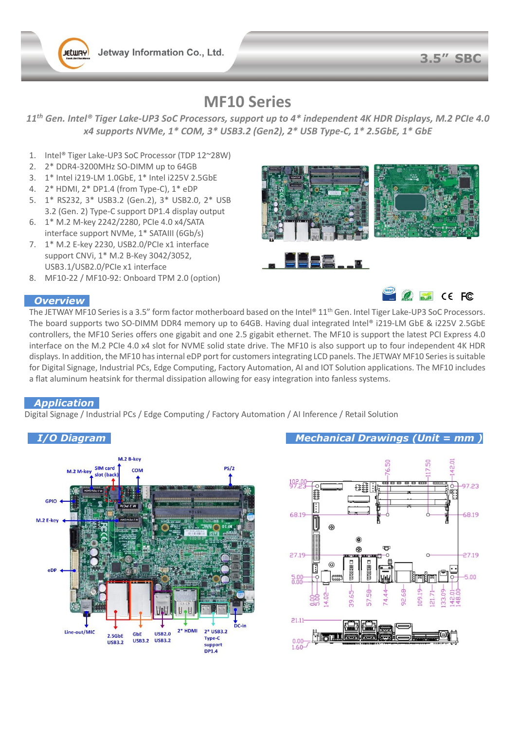# MF10 Series

*11th Gen. Intel® Tiger Lake-UP3 SoC Processors, support up to 4* independent 4K HDR Displays, M.2 PCIe 4.0 x4 supports NVMe, 1* COM, 3* USB3.2 (Gen2), 2* USB Type-C, 1* 2.5GbE, 1* GbE*

1. Intel® Tiger Lake-UP3 SoC Processor (TDP 12~28W)
2. 2* DDR4-3200MHz SO-DIMM up to 64GB
3. 1* Intel i219-LM 1.0GbE, 1* Intel i225V 2.5GbE
4. 2* HDMI, 2* DP1.4 (from Type-C), 1* eDP
5. 1* RS232, 3* USB3.2 (Gen.2), 3* USB2.0, 2* USB 3.2 (Gen. 2) Type-C support DP1.4 display output
6. 1* M.2 M-key 2242/2280, PCIe 4.0 x4/SATA interface support NVMe, 1* SATAIII (6Gb/s)
7. 1* M.2 E-key 2230, USB2.0/PCIe x1 interface support CNVi, 1* M.2 B-Key 3042/3052, USB3.1/USB2.0/PCIe x1 interface
8. MF10-22 / MF10-92: Onboard TPM 2.0 (option)

## Overview

The JETWAY MF10 Series is a 3.5" form factor motherboard based on the Intel® 11th Gen. Intel Tiger Lake-UP3 SoC Processors. The board supports two SO-DIMM DDR4 memory up to 64GB. Having dual integrated Intel® i219-LM GbE & i225V 2.5GbE controllers, the MF10 Series offers one gigabit and one 2.5 gigabit ethernet. The MF10 is support the latest PCI Express 4.0 interface on the M.2 PCIe 4.0 x4 slot for NVME solid state drive. The MF10 is also support up to four independent 4K HDR displays. In addition, the MF10 has internal eDP port for customers integrating LCD panels. The JETWAY MF10 Series is suitable for Digital Signage, Industrial PCs, Edge Computing, Factory Automation, AI and IOT Solution applications. The MF10 includes a flat aluminum heatsink for thermal dissipation allowing for easy integration into fanless systems.

## Application

Digital Signage / Industrial PCs / Edge Computing / Factory Automation / AI Inference / Retail Solution

## I/O Diagram

M.2 B-key, M.2 M-key, SIM card slot (back), COM, PS/2, GPIO, M.2 E-key, eDP, Line-out/MIC, 2.5GbE USB3.2, GbE USB3.2, USB2.0 USB3.2, 2* HDMI, 2* USB3.2 Type-C support DP1.4, DC-in

## Mechanical Drawings (Unit = mm )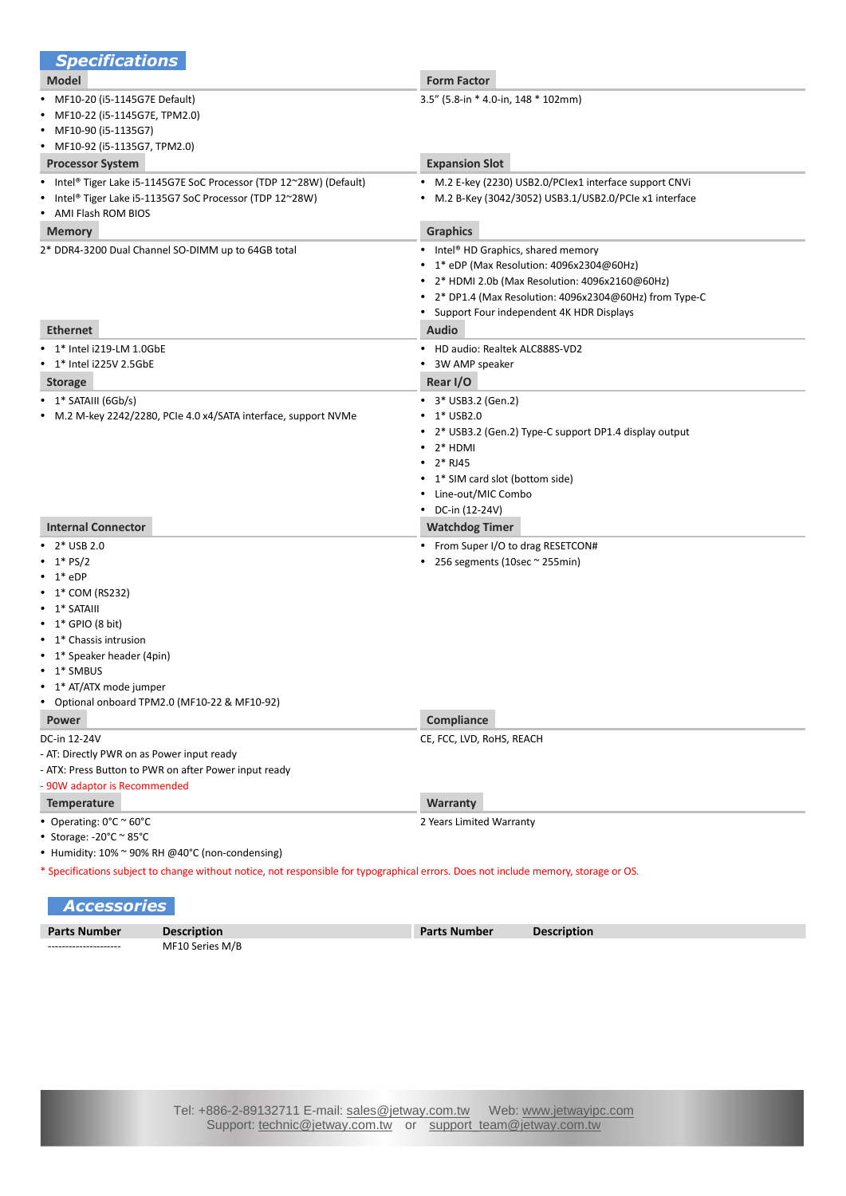## Specifications

### Model

- MF10-20 (i5-1145G7E Default)
- MF10-22 (i5-1145G7E, TPM2.0)
- MF10-90 (i5-1135G7)
- MF10-92 (i5-1135G7, TPM2.0)

### Form Factor

3.5" (5.8-in * 4.0-in, 148 * 102mm)

### Processor System

- Intel® Tiger Lake i5-1145G7E SoC Processor (TDP 12~28W) (Default)
- Intel® Tiger Lake i5-1135G7 SoC Processor (TDP 12~28W)
- AMI Flash ROM BIOS

### Expansion Slot

- M.2 E-key (2230) USB2.0/PCIex1 interface support CNVi
- M.2 B-Key (3042/3052) USB3.1/USB2.0/PCIe x1 interface

### Memory

2* DDR4-3200 Dual Channel SO-DIMM up to 64GB total

### Graphics

- Intel® HD Graphics, shared memory
- 1* eDP (Max Resolution: 4096x2304@60Hz)
- 2* HDMI 2.0b (Max Resolution: 4096x2160@60Hz)
- 2* DP1.4 (Max Resolution: 4096x2304@60Hz) from Type-C
- Support Four independent 4K HDR Displays

### Ethernet

- 1* Intel i219-LM 1.0GbE
- 1* Intel i225V 2.5GbE

### Audio

- HD audio: Realtek ALC888S-VD2
- 3W AMP speaker

### Storage

- 1* SATAIII (6Gb/s)
- M.2 M-key 2242/2280, PCIe 4.0 x4/SATA interface, support NVMe

### Rear I/O

- 3* USB3.2 (Gen.2)
- 1* USB2.0
- 2* USB3.2 (Gen.2) Type-C support DP1.4 display output
- 2* HDMI
- 2* RJ45
- 1* SIM card slot (bottom side)
- Line-out/MIC Combo
- DC-in (12-24V)

### Internal Connector

- 2* USB 2.0
- 1* PS/2
- 1* eDP
- 1* COM (RS232)
- 1* SATAIII
- 1* GPIO (8 bit)
- 1* Chassis intrusion
- 1* Speaker header (4pin)
- 1* SMBUS
- 1* AT/ATX mode jumper
- Optional onboard TPM2.0 (MF10-22 & MF10-92)

### Watchdog Timer

- From Super I/O to drag RESETCON#
- 256 segments (10sec ~ 255min)

### Power

DC-in 12-24V

- AT: Directly PWR on as Power input ready
- ATX: Press Button to PWR on after Power input ready
- 90W adaptor is Recommended

### Compliance

CE, FCC, LVD, RoHS, REACH

### Temperature

- Operating: 0°C ~ 60°C
- Storage: -20°C ~ 85°C
- Humidity: 10% ~ 90% RH @40°C (non-condensing)

### Warranty

2 Years Limited Warranty

* Specifications subject to change without notice, not responsible for typographical errors. Does not include memory, storage or OS.

## Accessories

| Parts Number | Description | Parts Number | Description |
|---|---|---|---|
| --------------------- | MF10 Series M/B | | |

Tel: +886-2-89132711 E-mail: sales@jetway.com.tw Web: www.jetwayipc.com
Support: technic@jetway.com.tw or support_team@jetway.com.tw